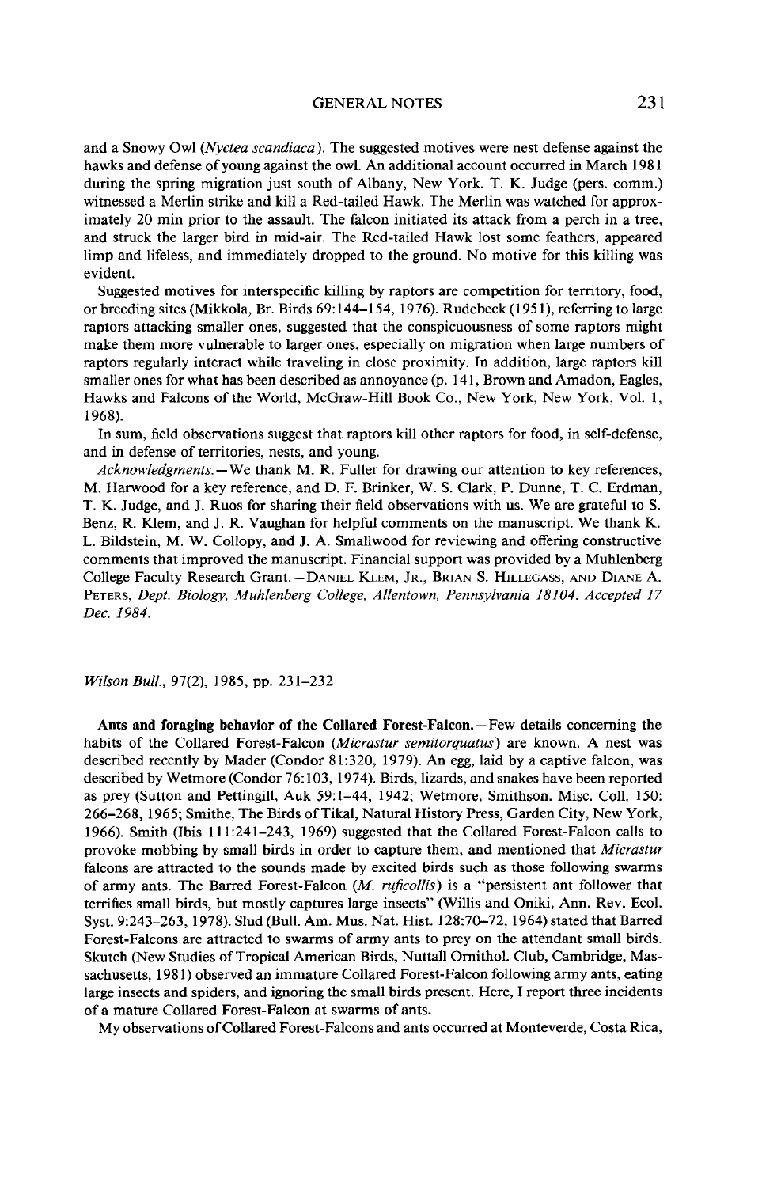and a Snowy Owl (*Nyctea scandiaca*). The suggested motives were nest defense against the hawks and defense of young against the owl. An additional account occurred in March 1981 during the spring migration just south of Albany, New York. T. K. Judge (pers. comm.) witnessed a Merlin strike and kill a Red-tailed Hawk. The Merlin was watched for approximately 20 min prior to the assault. The falcon initiated its attack from a perch in a tree, and struck the larger bird in mid-air. The Red-tailed Hawk lost some feathers, appeared limp and lifeless, and immediately dropped to the ground. No motive for this killing was evident.

Suggested motives for interspecific killing by raptors are competition for territory, food, or breeding sites (Mikkola, Br. Birds 69:144–154, 1976). Rudebeck (1951), referring to large raptors attacking smaller ones, suggested that the conspicuousness of some raptors might make them more vulnerable to larger ones, especially on migration when large numbers of raptors regularly interact while traveling in close proximity. In addition, large raptors kill smaller ones for what has been described as annoyance (p. 141, Brown and Amadon, Eagles, Hawks and Falcons of the World, McGraw-Hill Book Co., New York, New York, Vol. 1, 1968).

In sum, field observations suggest that raptors kill other raptors for food, in self-defense, and in defense of territories, nests, and young.

*Acknowledgments.*—We thank M. R. Fuller for drawing our attention to key references, M. Harwood for a key reference, and D. F. Brinker, W. S. Clark, P. Dunne, T. C. Erdman, T. K. Judge, and J. Ruos for sharing their field observations with us. We are grateful to S. Benz, R. Klem, and J. R. Vaughan for helpful comments on the manuscript. We thank K. L. Bildstein, M. W. Collopy, and J. A. Smallwood for reviewing and offering constructive comments that improved the manuscript. Financial support was provided by a Muhlenberg College Faculty Research Grant.—DANIEL KLEM, JR., BRIAN S. HILLEGASS, AND DIANE A. PETERS, *Dept. Biology, Muhlenberg College, Allentown, Pennsylvania 18104. Accepted 17 Dec. 1984.*

*Wilson Bull.*, 97(2), 1985, pp. 231–232

**Ants and foraging behavior of the Collared Forest-Falcon.**—Few details concerning the habits of the Collared Forest-Falcon (*Micrastur semitorquatus*) are known. A nest was described recently by Mader (Condor 81:320, 1979). An egg, laid by a captive falcon, was described by Wetmore (Condor 76:103, 1974). Birds, lizards, and snakes have been reported as prey (Sutton and Pettingill, Auk 59:1–44, 1942; Wetmore, Smithson. Misc. Coll. 150: 266–268, 1965; Smithe, The Birds of Tikal, Natural History Press, Garden City, New York, 1966). Smith (Ibis 111:241–243, 1969) suggested that the Collared Forest-Falcon calls to provoke mobbing by small birds in order to capture them, and mentioned that *Micrastur* falcons are attracted to the sounds made by excited birds such as those following swarms of army ants. The Barred Forest-Falcon (*M. ruficollis*) is a "persistent ant follower that terrifies small birds, but mostly captures large insects" (Willis and Oniki, Ann. Rev. Ecol. Syst. 9:243–263, 1978). Slud (Bull. Am. Mus. Nat. Hist. 128:70–72, 1964) stated that Barred Forest-Falcons are attracted to swarms of army ants to prey on the attendant small birds. Skutch (New Studies of Tropical American Birds, Nuttall Ornithol. Club, Cambridge, Massachusetts, 1981) observed an immature Collared Forest-Falcon following army ants, eating large insects and spiders, and ignoring the small birds present. Here, I report three incidents of a mature Collared Forest-Falcon at swarms of ants.

My observations of Collared Forest-Falcons and ants occurred at Monteverde, Costa Rica,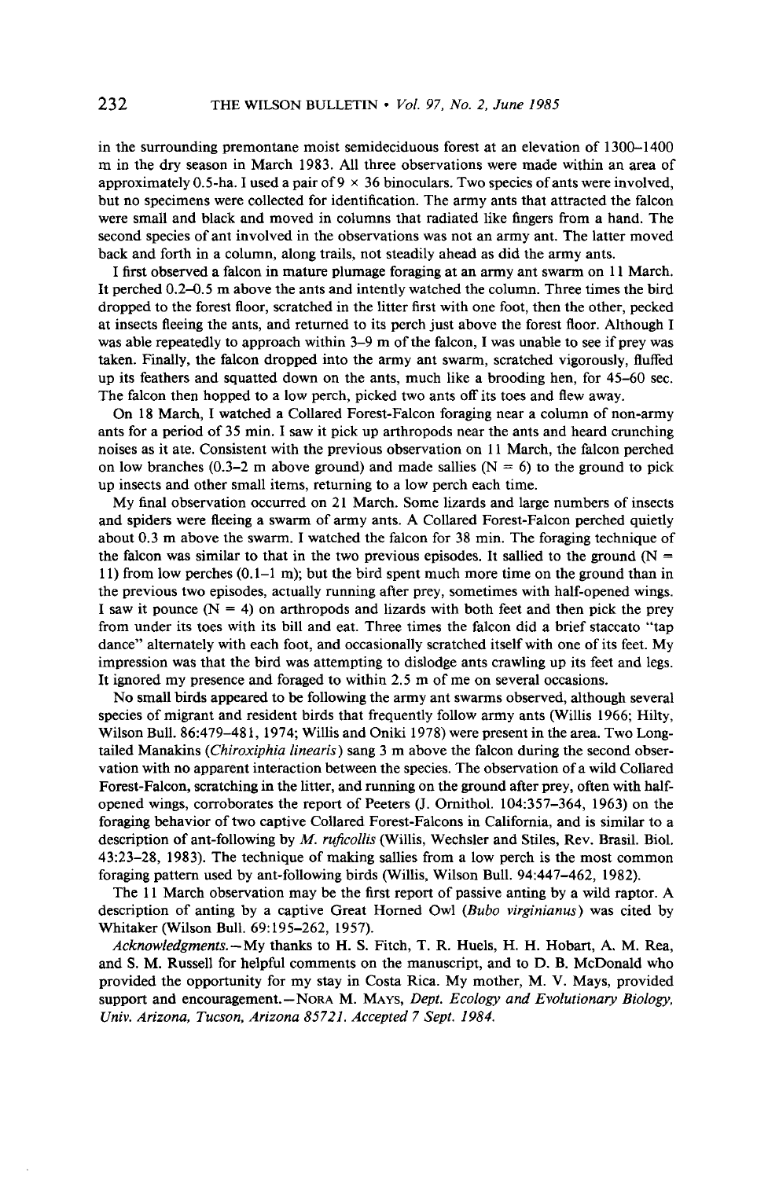in the surrounding premontane moist semideciduous forest at an elevation of 1300–1400 m in the dry season in March 1983. All three observations were made within an area of approximately 0.5-ha. I used a pair of 9 × 36 binoculars. Two species of ants were involved, but no specimens were collected for identification. The army ants that attracted the falcon were small and black and moved in columns that radiated like fingers from a hand. The second species of ant involved in the observations was not an army ant. The latter moved back and forth in a column, along trails, not steadily ahead as did the army ants.

I first observed a falcon in mature plumage foraging at an army ant swarm on 11 March. It perched 0.2–0.5 m above the ants and intently watched the column. Three times the bird dropped to the forest floor, scratched in the litter first with one foot, then the other, pecked at insects fleeing the ants, and returned to its perch just above the forest floor. Although I was able repeatedly to approach within 3–9 m of the falcon, I was unable to see if prey was taken. Finally, the falcon dropped into the army ant swarm, scratched vigorously, fluffed up its feathers and squatted down on the ants, much like a brooding hen, for 45–60 sec. The falcon then hopped to a low perch, picked two ants off its toes and flew away.

On 18 March, I watched a Collared Forest-Falcon foraging near a column of non-army ants for a period of 35 min. I saw it pick up arthropods near the ants and heard crunching noises as it ate. Consistent with the previous observation on 11 March, the falcon perched on low branches (0.3–2 m above ground) and made sallies (N = 6) to the ground to pick up insects and other small items, returning to a low perch each time.

My final observation occurred on 21 March. Some lizards and large numbers of insects and spiders were fleeing a swarm of army ants. A Collared Forest-Falcon perched quietly about 0.3 m above the swarm. I watched the falcon for 38 min. The foraging technique of the falcon was similar to that in the two previous episodes. It sallied to the ground (N = 11) from low perches (0.1–1 m); but the bird spent much more time on the ground than in the previous two episodes, actually running after prey, sometimes with half-opened wings. I saw it pounce (N = 4) on arthropods and lizards with both feet and then pick the prey from under its toes with its bill and eat. Three times the falcon did a brief staccato "tap dance" alternately with each foot, and occasionally scratched itself with one of its feet. My impression was that the bird was attempting to dislodge ants crawling up its feet and legs. It ignored my presence and foraged to within 2.5 m of me on several occasions.

No small birds appeared to be following the army ant swarms observed, although several species of migrant and resident birds that frequently follow army ants (Willis 1966; Hilty, Wilson Bull. 86:479–481, 1974; Willis and Oniki 1978) were present in the area. Two Long-tailed Manakins (*Chiroxiphia linearis*) sang 3 m above the falcon during the second observation with no apparent interaction between the species. The observation of a wild Collared Forest-Falcon, scratching in the litter, and running on the ground after prey, often with half-opened wings, corroborates the report of Peeters (J. Ornithol. 104:357–364, 1963) on the foraging behavior of two captive Collared Forest-Falcons in California, and is similar to a description of ant-following by *M. ruficollis* (Willis, Wechsler and Stiles, Rev. Brasil. Biol. 43:23–28, 1983). The technique of making sallies from a low perch is the most common foraging pattern used by ant-following birds (Willis, Wilson Bull. 94:447–462, 1982).

The 11 March observation may be the first report of passive anting by a wild raptor. A description of anting by a captive Great Horned Owl (*Bubo virginianus*) was cited by Whitaker (Wilson Bull. 69:195–262, 1957).

*Acknowledgments.*—My thanks to H. S. Fitch, T. R. Huels, H. H. Hobart, A. M. Rea, and S. M. Russell for helpful comments on the manuscript, and to D. B. McDonald who provided the opportunity for my stay in Costa Rica. My mother, M. V. Mays, provided support and encouragement.—NORA M. MAYS, *Dept. Ecology and Evolutionary Biology, Univ. Arizona, Tucson, Arizona 85721. Accepted 7 Sept. 1984.*